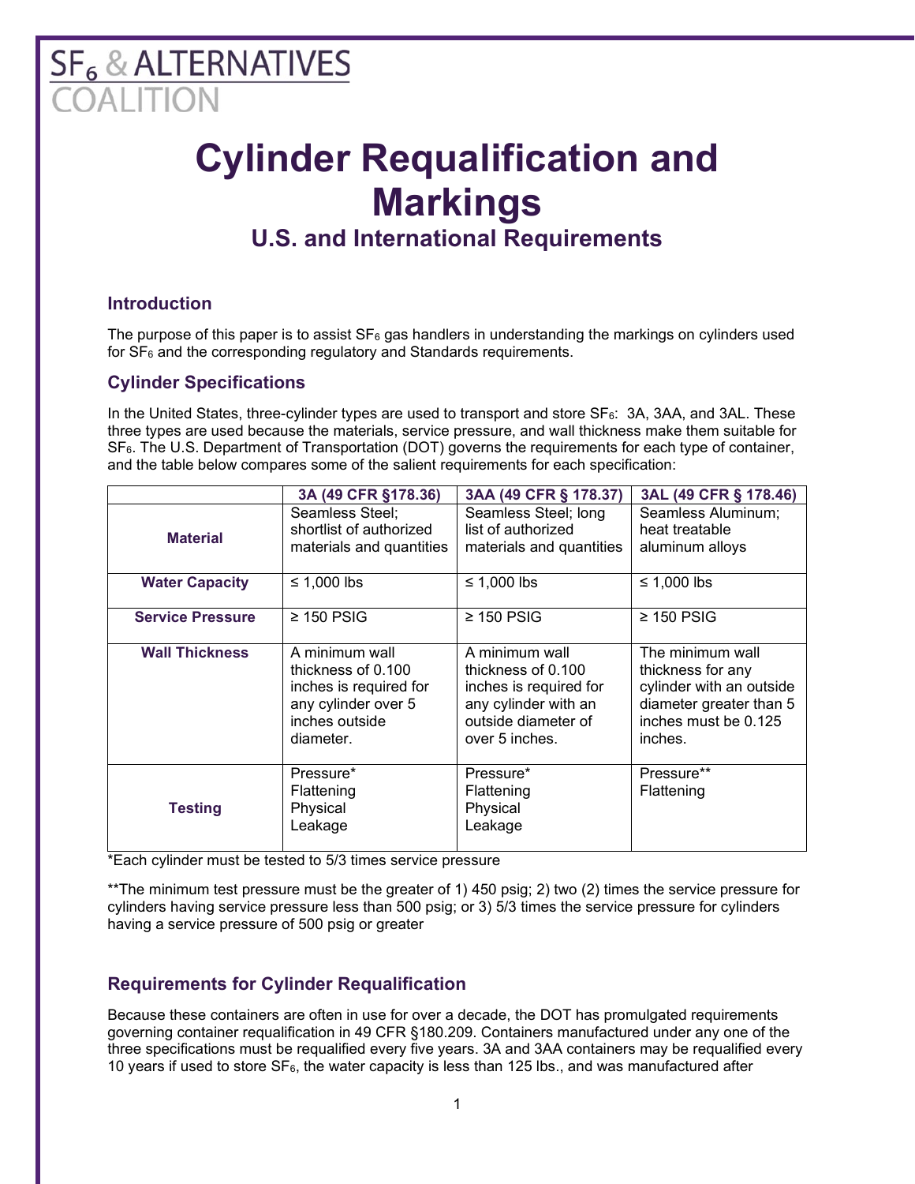SF$_6$ & ALTERNATIVES COALITION

# Cylinder Requalification and Markings

## U.S. and International Requirements

### Introduction

The purpose of this paper is to assist SF$_6$ gas handlers in understanding the markings on cylinders used for SF$_6$ and the corresponding regulatory and Standards requirements.

### Cylinder Specifications

In the United States, three-cylinder types are used to transport and store SF$_6$: 3A, 3AA, and 3AL. These three types are used because the materials, service pressure, and wall thickness make them suitable for SF$_6$. The U.S. Department of Transportation (DOT) governs the requirements for each type of container, and the table below compares some of the salient requirements for each specification:

| | 3A (49 CFR §178.36) | 3AA (49 CFR § 178.37) | 3AL (49 CFR § 178.46) |
|---|---|---|---|
| **Material** | Seamless Steel; shortlist of authorized materials and quantities | Seamless Steel; long list of authorized materials and quantities | Seamless Aluminum; heat treatable aluminum alloys |
| **Water Capacity** | ≤ 1,000 lbs | ≤ 1,000 lbs | ≤ 1,000 lbs |
| **Service Pressure** | ≥ 150 PSIG | ≥ 150 PSIG | ≥ 150 PSIG |
| **Wall Thickness** | A minimum wall thickness of 0.100 inches is required for any cylinder over 5 inches outside diameter. | A minimum wall thickness of 0.100 inches is required for any cylinder with an outside diameter of over 5 inches. | The minimum wall thickness for any cylinder with an outside diameter greater than 5 inches must be 0.125 inches. |
| **Testing** | Pressure* Flattening Physical Leakage | Pressure* Flattening Physical Leakage | Pressure** Flattening |

*Each cylinder must be tested to 5/3 times service pressure

**The minimum test pressure must be the greater of 1) 450 psig; 2) two (2) times the service pressure for cylinders having service pressure less than 500 psig; or 3) 5/3 times the service pressure for cylinders having a service pressure of 500 psig or greater

### Requirements for Cylinder Requalification

Because these containers are often in use for over a decade, the DOT has promulgated requirements governing container requalification in 49 CFR §180.209. Containers manufactured under any one of the three specifications must be requalified every five years. 3A and 3AA containers may be requalified every 10 years if used to store SF$_6$, the water capacity is less than 125 lbs., and was manufactured after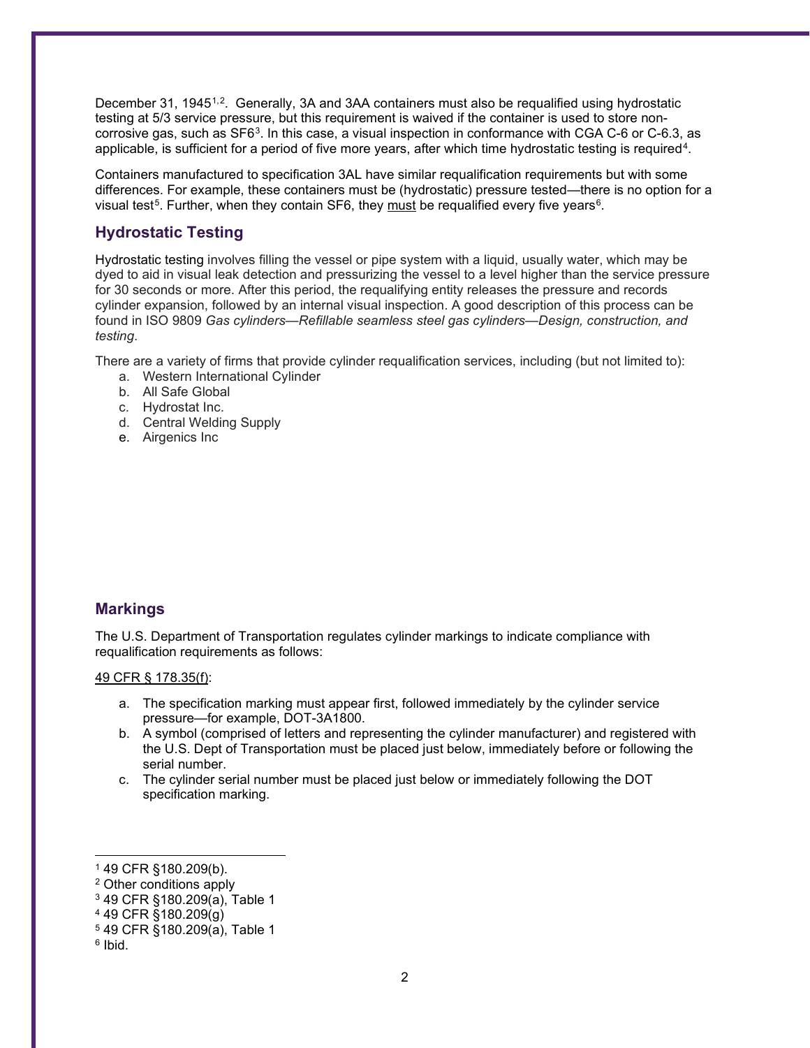December 31, 1945[1,2]. Generally, 3A and 3AA containers must also be requalified using hydrostatic testing at 5/3 service pressure, but this requirement is waived if the container is used to store non-corrosive gas, such as SF6[3]. In this case, a visual inspection in conformance with CGA C-6 or C-6.3, as applicable, is sufficient for a period of five more years, after which time hydrostatic testing is required[4].

Containers manufactured to specification 3AL have similar requalification requirements but with some differences. For example, these containers must be (hydrostatic) pressure tested—there is no option for a visual test[5]. Further, when they contain SF6, they <u>must</u> be requalified every five years[6].

## Hydrostatic Testing

Hydrostatic testing involves filling the vessel or pipe system with a liquid, usually water, which may be dyed to aid in visual leak detection and pressurizing the vessel to a level higher than the service pressure for 30 seconds or more. After this period, the requalifying entity releases the pressure and records cylinder expansion, followed by an internal visual inspection. A good description of this process can be found in ISO 9809 *Gas cylinders—Refillable seamless steel gas cylinders—Design, construction, and testing*.

There are a variety of firms that provide cylinder requalification services, including (but not limited to):

a. Western International Cylinder
b. All Safe Global
c. Hydrostat Inc.
d. Central Welding Supply
e. Airgenics Inc

## Markings

The U.S. Department of Transportation regulates cylinder markings to indicate compliance with requalification requirements as follows:

<u>49 CFR § 178.35(f)</u>:

a. The specification marking must appear first, followed immediately by the cylinder service pressure—for example, DOT-3A1800.
b. A symbol (comprised of letters and representing the cylinder manufacturer) and registered with the U.S. Dept of Transportation must be placed just below, immediately before or following the serial number.
c. The cylinder serial number must be placed just below or immediately following the DOT specification marking.

---

[1] 49 CFR §180.209(b).
[2] Other conditions apply
[3] 49 CFR §180.209(a), Table 1
[4] 49 CFR §180.209(g)
[5] 49 CFR §180.209(a), Table 1
[6] Ibid.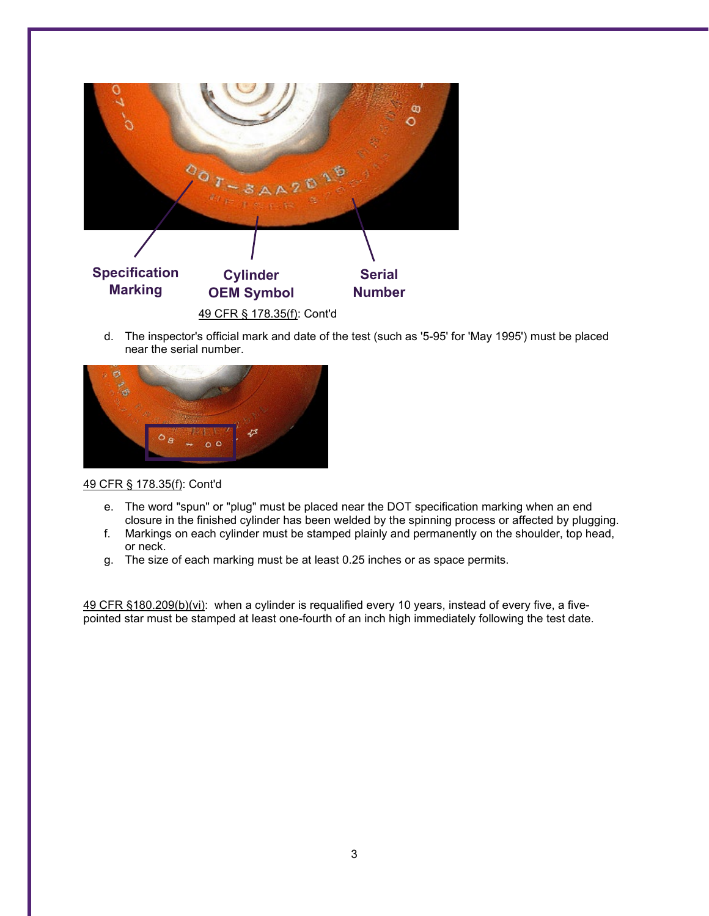Specification Marking

Cylinder OEM Symbol

Serial Number

49 CFR § 178.35(f): Cont'd

d. The inspector's official mark and date of the test (such as '5-95' for 'May 1995') must be placed near the serial number.

49 CFR § 178.35(f): Cont'd

e. The word "spun" or "plug" must be placed near the DOT specification marking when an end closure in the finished cylinder has been welded by the spinning process or affected by plugging.
f. Markings on each cylinder must be stamped plainly and permanently on the shoulder, top head, or neck.
g. The size of each marking must be at least 0.25 inches or as space permits.

49 CFR §180.209(b)(vi): when a cylinder is requalified every 10 years, instead of every five, a five-pointed star must be stamped at least one-fourth of an inch high immediately following the test date.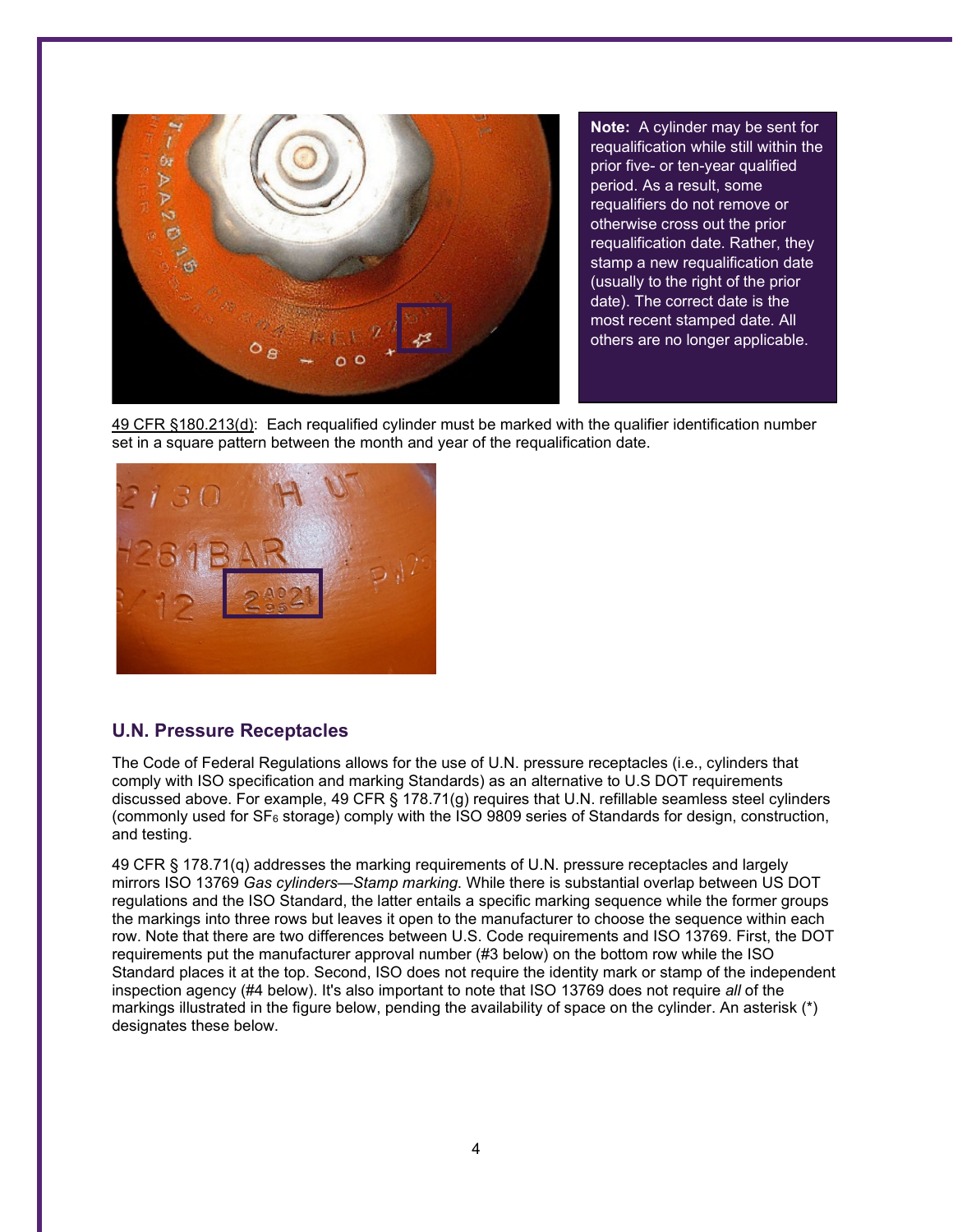**Note:** A cylinder may be sent for requalification while still within the prior five- or ten-year qualified period. As a result, some requalifiers do not remove or otherwise cross out the prior requalification date. Rather, they stamp a new requalification date (usually to the right of the prior date). The correct date is the most recent stamped date. All others are no longer applicable.

49 CFR §180.213(d): Each requalified cylinder must be marked with the qualifier identification number set in a square pattern between the month and year of the requalification date.

## U.N. Pressure Receptacles

The Code of Federal Regulations allows for the use of U.N. pressure receptacles (i.e., cylinders that comply with ISO specification and marking Standards) as an alternative to U.S DOT requirements discussed above. For example, 49 CFR § 178.71(g) requires that U.N. refillable seamless steel cylinders (commonly used for $SF_6$ storage) comply with the ISO 9809 series of Standards for design, construction, and testing.

49 CFR § 178.71(q) addresses the marking requirements of U.N. pressure receptacles and largely mirrors ISO 13769 *Gas cylinders—Stamp marking*. While there is substantial overlap between US DOT regulations and the ISO Standard, the latter entails a specific marking sequence while the former groups the markings into three rows but leaves it open to the manufacturer to choose the sequence within each row. Note that there are two differences between U.S. Code requirements and ISO 13769. First, the DOT requirements put the manufacturer approval number (#3 below) on the bottom row while the ISO Standard places it at the top. Second, ISO does not require the identity mark or stamp of the independent inspection agency (#4 below). It's also important to note that ISO 13769 does not require *all* of the markings illustrated in the figure below, pending the availability of space on the cylinder. An asterisk (*) designates these below.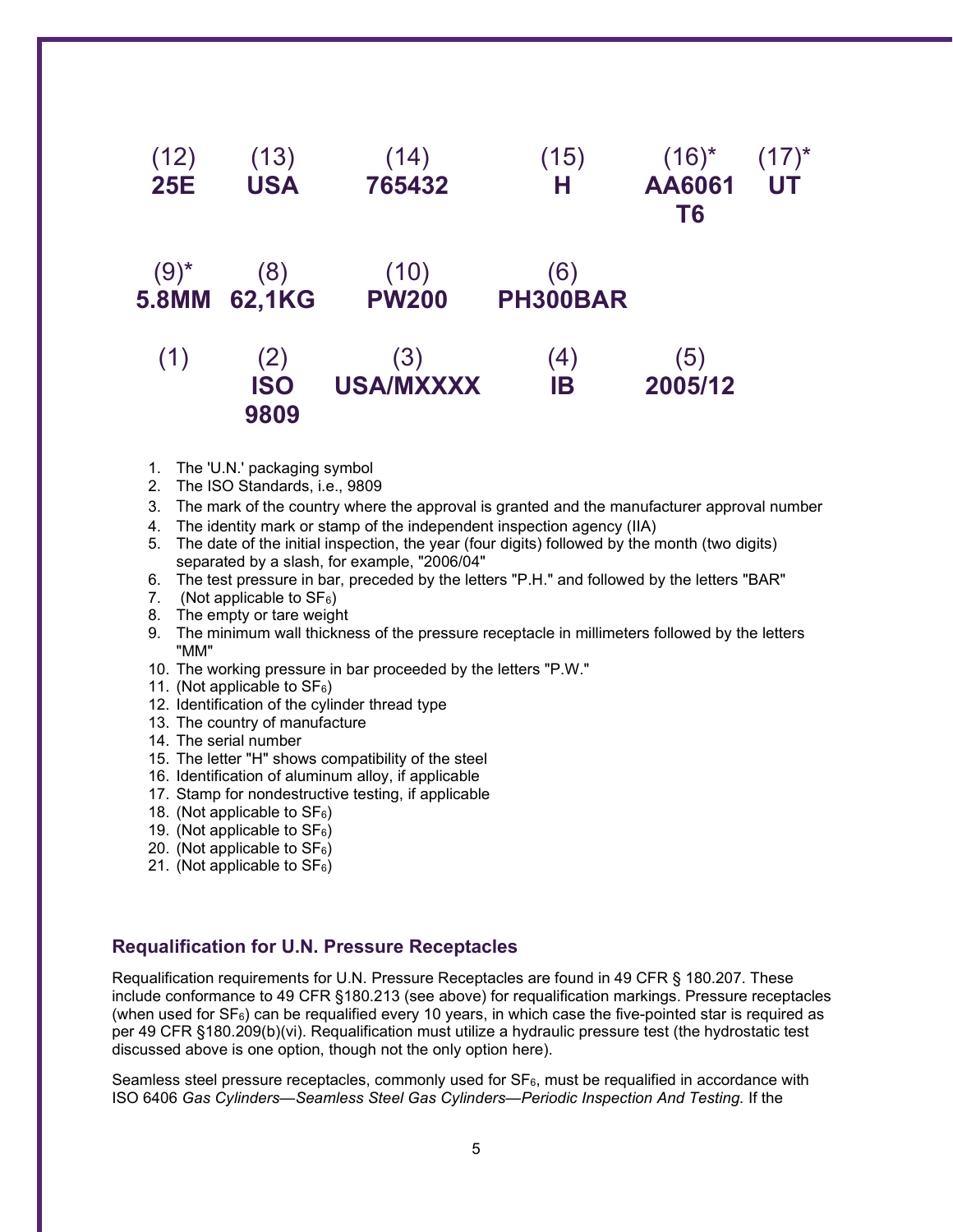| (12) | (13) | (14) | (15) | (16)* | (17)* |
|---|---|---|---|---|---|
| **25E** | **USA** | **765432** | **H** | **AA6061 T6** | **UT** |

| (9)* | (8) | (10) | (6) |
|---|---|---|---|
| **5.8MM** | **62,1KG** | **PW200** | **PH300BAR** |

| (1) | (2) | (3) | (4) | (5) |
|---|---|---|---|---|
| | **ISO 9809** | **USA/MXXXX** | **IB** | **2005/12** |

1. The 'U.N.' packaging symbol
2. The ISO Standards, i.e., 9809
3. The mark of the country where the approval is granted and the manufacturer approval number
4. The identity mark or stamp of the independent inspection agency (IIA)
5. The date of the initial inspection, the year (four digits) followed by the month (two digits) separated by a slash, for example, "2006/04"
6. The test pressure in bar, preceded by the letters "P.H." and followed by the letters "BAR"
7. (Not applicable to $SF_6$)
8. The empty or tare weight
9. The minimum wall thickness of the pressure receptacle in millimeters followed by the letters "MM"
10. The working pressure in bar proceeded by the letters "P.W."
11. (Not applicable to $SF_6$)
12. Identification of the cylinder thread type
13. The country of manufacture
14. The serial number
15. The letter "H" shows compatibility of the steel
16. Identification of aluminum alloy, if applicable
17. Stamp for nondestructive testing, if applicable
18. (Not applicable to $SF_6$)
19. (Not applicable to $SF_6$)
20. (Not applicable to $SF_6$)
21. (Not applicable to $SF_6$)

## Requalification for U.N. Pressure Receptacles

Requalification requirements for U.N. Pressure Receptacles are found in 49 CFR § 180.207. These include conformance to 49 CFR §180.213 (see above) for requalification markings. Pressure receptacles (when used for $SF_6$) can be requalified every 10 years, in which case the five-pointed star is required as per 49 CFR §180.209(b)(vi). Requalification must utilize a hydraulic pressure test (the hydrostatic test discussed above is one option, though not the only option here).

Seamless steel pressure receptacles, commonly used for $SF_6$, must be requalified in accordance with ISO 6406 *Gas Cylinders—Seamless Steel Gas Cylinders—Periodic Inspection And Testing.* If the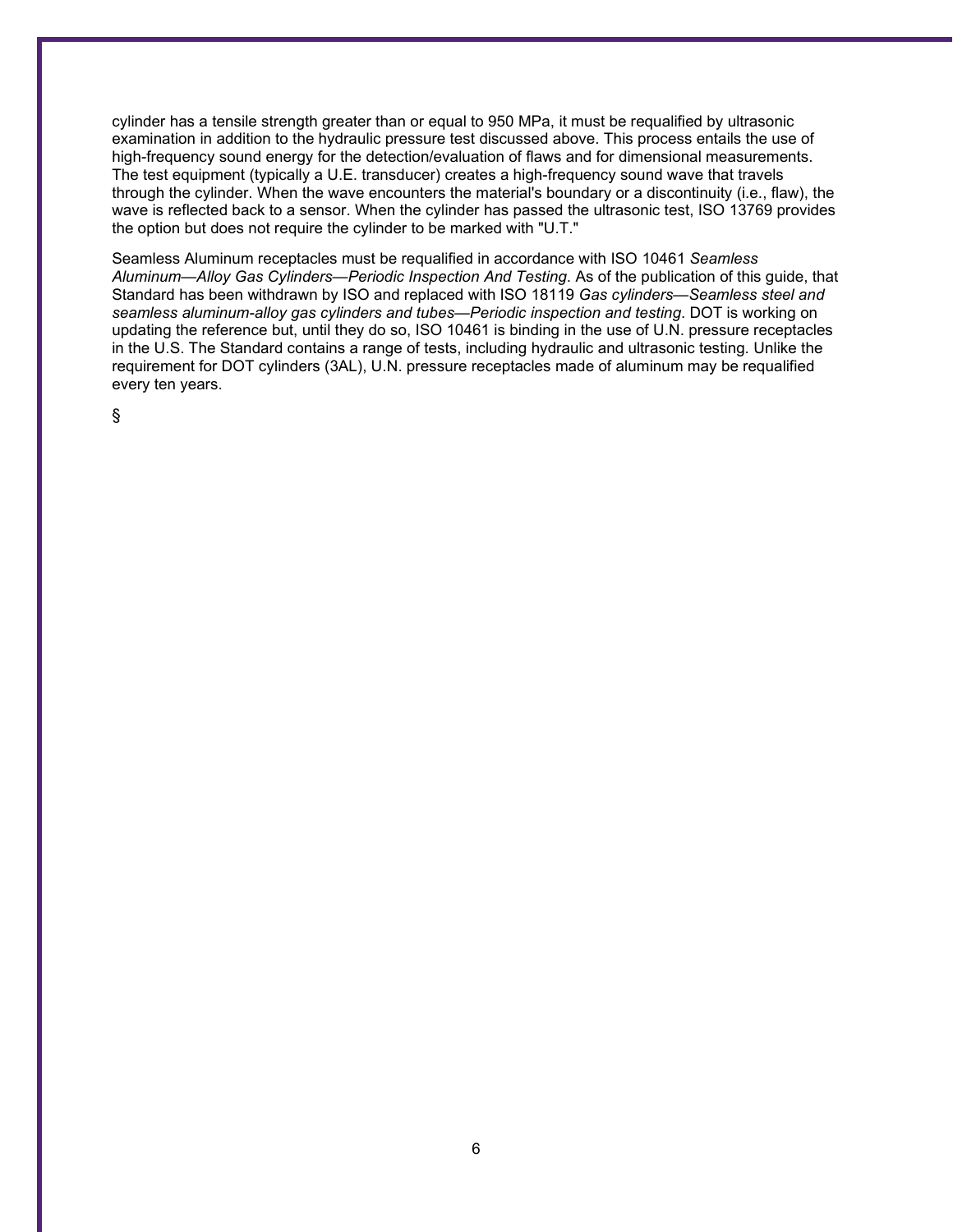cylinder has a tensile strength greater than or equal to 950 MPa, it must be requalified by ultrasonic examination in addition to the hydraulic pressure test discussed above. This process entails the use of high-frequency sound energy for the detection/evaluation of flaws and for dimensional measurements. The test equipment (typically a U.E. transducer) creates a high-frequency sound wave that travels through the cylinder. When the wave encounters the material's boundary or a discontinuity (i.e., flaw), the wave is reflected back to a sensor. When the cylinder has passed the ultrasonic test, ISO 13769 provides the option but does not require the cylinder to be marked with "U.T."

Seamless Aluminum receptacles must be requalified in accordance with ISO 10461 *Seamless Aluminum—Alloy Gas Cylinders—Periodic Inspection And Testing*. As of the publication of this guide, that Standard has been withdrawn by ISO and replaced with ISO 18119 *Gas cylinders—Seamless steel and seamless aluminum-alloy gas cylinders and tubes—Periodic inspection and testing*. DOT is working on updating the reference but, until they do so, ISO 10461 is binding in the use of U.N. pressure receptacles in the U.S. The Standard contains a range of tests, including hydraulic and ultrasonic testing. Unlike the requirement for DOT cylinders (3AL), U.N. pressure receptacles made of aluminum may be requalified every ten years.

§